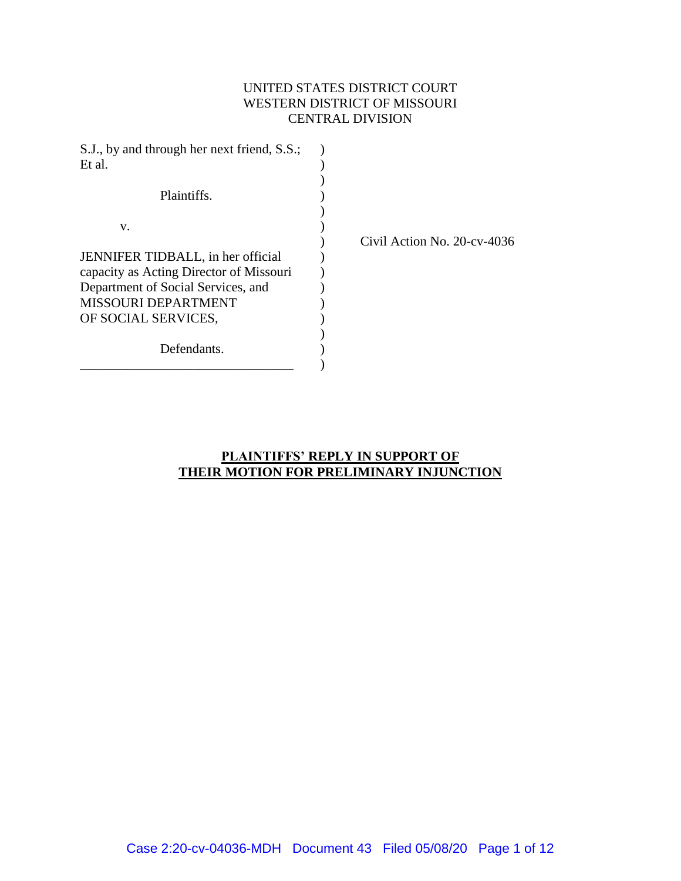UNITED STATES DISTRICT COURT
WESTERN DISTRICT OF MISSOURI
CENTRAL DIVISION

S.J., by and through her next friend, S.S.; Et al.

Plaintiffs.

v.

JENNIFER TIDBALL, in her official capacity as Acting Director of Missouri Department of Social Services, and MISSOURI DEPARTMENT OF SOCIAL SERVICES,

Defendants.

Civil Action No. 20-cv-4036

**PLAINTIFFS' REPLY IN SUPPORT OF THEIR MOTION FOR PRELIMINARY INJUNCTION**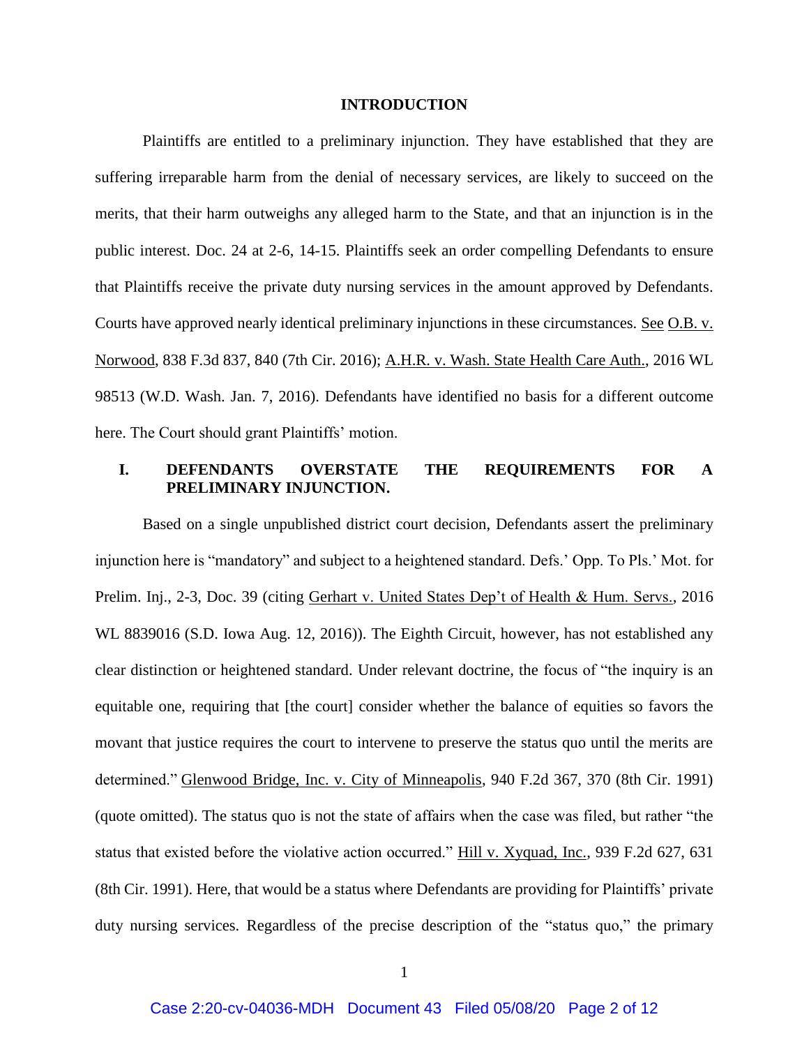## INTRODUCTION

Plaintiffs are entitled to a preliminary injunction. They have established that they are suffering irreparable harm from the denial of necessary services, are likely to succeed on the merits, that their harm outweighs any alleged harm to the State, and that an injunction is in the public interest. Doc. 24 at 2-6, 14-15. Plaintiffs seek an order compelling Defendants to ensure that Plaintiffs receive the private duty nursing services in the amount approved by Defendants. Courts have approved nearly identical preliminary injunctions in these circumstances. See O.B. v. Norwood, 838 F.3d 837, 840 (7th Cir. 2016); A.H.R. v. Wash. State Health Care Auth., 2016 WL 98513 (W.D. Wash. Jan. 7, 2016). Defendants have identified no basis for a different outcome here. The Court should grant Plaintiffs' motion.

## I. DEFENDANTS OVERSTATE THE REQUIREMENTS FOR A PRELIMINARY INJUNCTION.

Based on a single unpublished district court decision, Defendants assert the preliminary injunction here is "mandatory" and subject to a heightened standard. Defs.' Opp. To Pls.' Mot. for Prelim. Inj., 2-3, Doc. 39 (citing Gerhart v. United States Dep't of Health & Hum. Servs., 2016 WL 8839016 (S.D. Iowa Aug. 12, 2016)). The Eighth Circuit, however, has not established any clear distinction or heightened standard. Under relevant doctrine, the focus of "the inquiry is an equitable one, requiring that [the court] consider whether the balance of equities so favors the movant that justice requires the court to intervene to preserve the status quo until the merits are determined." Glenwood Bridge, Inc. v. City of Minneapolis, 940 F.2d 367, 370 (8th Cir. 1991) (quote omitted). The status quo is not the state of affairs when the case was filed, but rather "the status that existed before the violative action occurred." Hill v. Xyquad, Inc., 939 F.2d 627, 631 (8th Cir. 1991). Here, that would be a status where Defendants are providing for Plaintiffs' private duty nursing services. Regardless of the precise description of the "status quo," the primary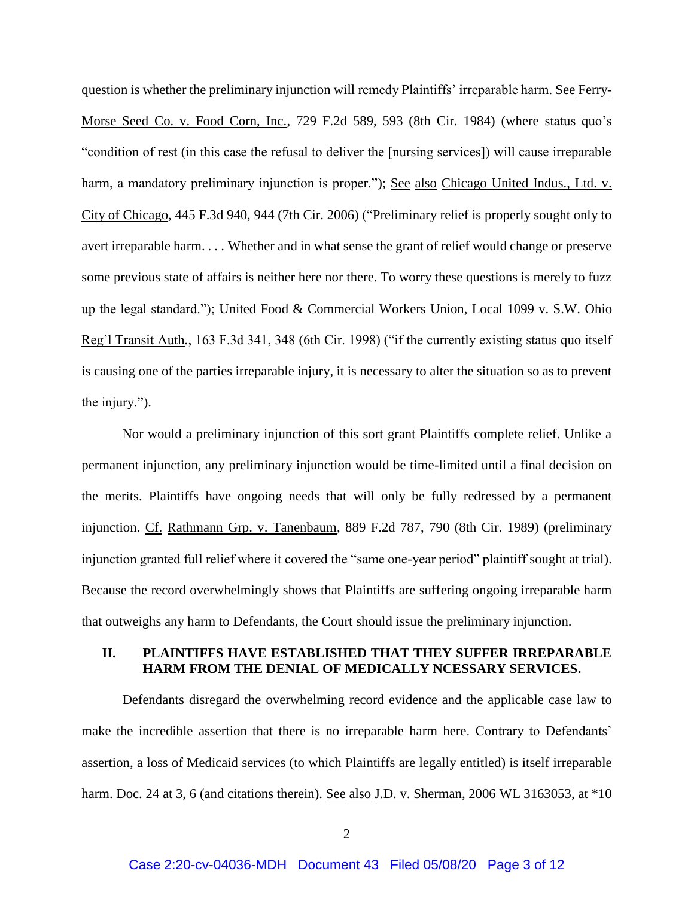question is whether the preliminary injunction will remedy Plaintiffs' irreparable harm. See Ferry-Morse Seed Co. v. Food Corn, Inc., 729 F.2d 589, 593 (8th Cir. 1984) (where status quo's "condition of rest (in this case the refusal to deliver the [nursing services]) will cause irreparable harm, a mandatory preliminary injunction is proper."); See also Chicago United Indus., Ltd. v. City of Chicago, 445 F.3d 940, 944 (7th Cir. 2006) ("Preliminary relief is properly sought only to avert irreparable harm. . . . Whether and in what sense the grant of relief would change or preserve some previous state of affairs is neither here nor there. To worry these questions is merely to fuzz up the legal standard."); United Food & Commercial Workers Union, Local 1099 v. S.W. Ohio Reg'l Transit Auth., 163 F.3d 341, 348 (6th Cir. 1998) ("if the currently existing status quo itself is causing one of the parties irreparable injury, it is necessary to alter the situation so as to prevent the injury.").

Nor would a preliminary injunction of this sort grant Plaintiffs complete relief. Unlike a permanent injunction, any preliminary injunction would be time-limited until a final decision on the merits. Plaintiffs have ongoing needs that will only be fully redressed by a permanent injunction. Cf. Rathmann Grp. v. Tanenbaum, 889 F.2d 787, 790 (8th Cir. 1989) (preliminary injunction granted full relief where it covered the "same one-year period" plaintiff sought at trial). Because the record overwhelmingly shows that Plaintiffs are suffering ongoing irreparable harm that outweighs any harm to Defendants, the Court should issue the preliminary injunction.

## II. PLAINTIFFS HAVE ESTABLISHED THAT THEY SUFFER IRREPARABLE HARM FROM THE DENIAL OF MEDICALLY NCESSARY SERVICES.

Defendants disregard the overwhelming record evidence and the applicable case law to make the incredible assertion that there is no irreparable harm here. Contrary to Defendants' assertion, a loss of Medicaid services (to which Plaintiffs are legally entitled) is itself irreparable harm. Doc. 24 at 3, 6 (and citations therein). See also J.D. v. Sherman, 2006 WL 3163053, at *10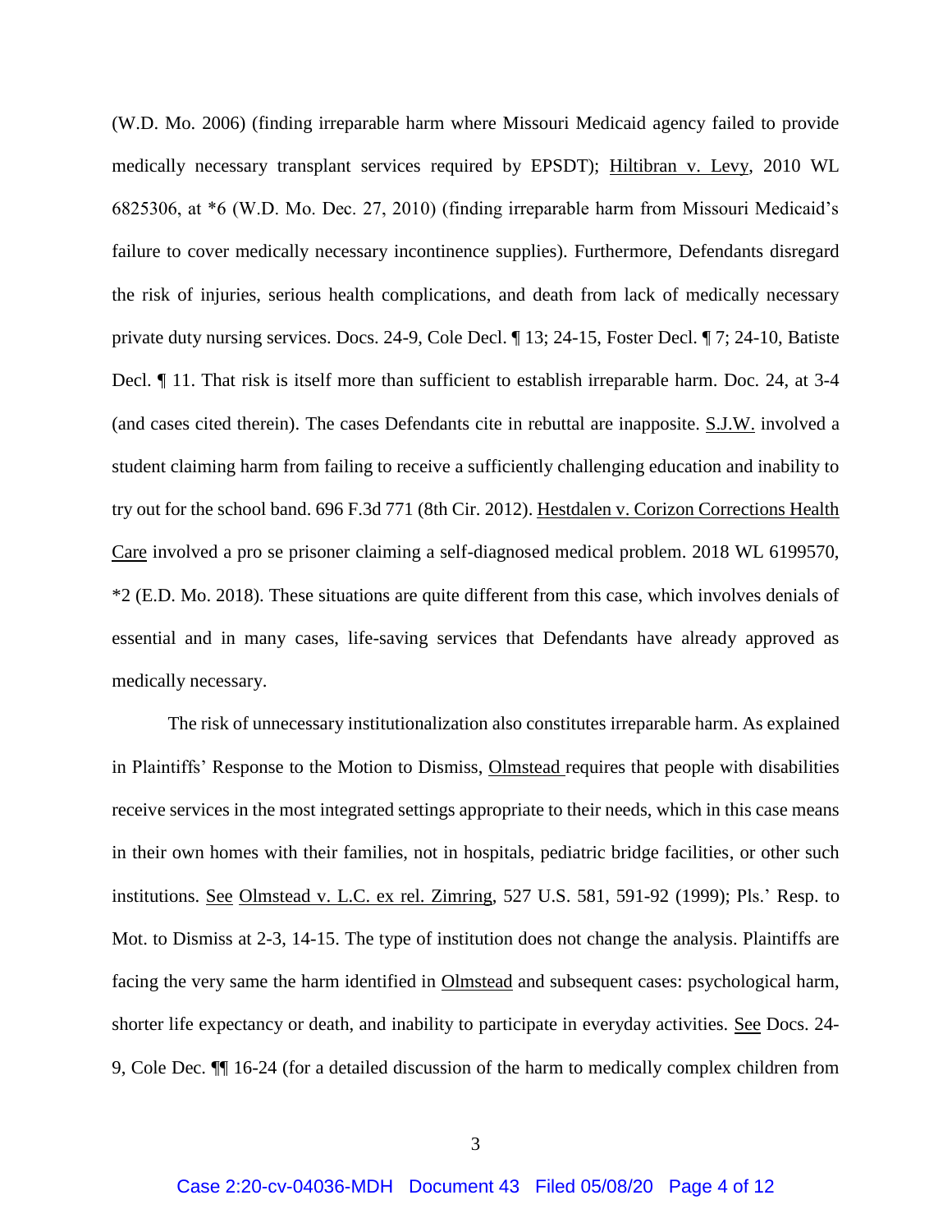(W.D. Mo. 2006) (finding irreparable harm where Missouri Medicaid agency failed to provide medically necessary transplant services required by EPSDT); Hiltibran v. Levy, 2010 WL 6825306, at *6 (W.D. Mo. Dec. 27, 2010) (finding irreparable harm from Missouri Medicaid's failure to cover medically necessary incontinence supplies). Furthermore, Defendants disregard the risk of injuries, serious health complications, and death from lack of medically necessary private duty nursing services. Docs. 24-9, Cole Decl. ¶ 13; 24-15, Foster Decl. ¶ 7; 24-10, Batiste Decl. ¶ 11. That risk is itself more than sufficient to establish irreparable harm. Doc. 24, at 3-4 (and cases cited therein). The cases Defendants cite in rebuttal are inapposite. S.J.W. involved a student claiming harm from failing to receive a sufficiently challenging education and inability to try out for the school band. 696 F.3d 771 (8th Cir. 2012). Hestdalen v. Corizon Corrections Health Care involved a pro se prisoner claiming a self-diagnosed medical problem. 2018 WL 6199570, *2 (E.D. Mo. 2018). These situations are quite different from this case, which involves denials of essential and in many cases, life-saving services that Defendants have already approved as medically necessary.

The risk of unnecessary institutionalization also constitutes irreparable harm. As explained in Plaintiffs' Response to the Motion to Dismiss, Olmstead requires that people with disabilities receive services in the most integrated settings appropriate to their needs, which in this case means in their own homes with their families, not in hospitals, pediatric bridge facilities, or other such institutions. See Olmstead v. L.C. ex rel. Zimring, 527 U.S. 581, 591-92 (1999); Pls.' Resp. to Mot. to Dismiss at 2-3, 14-15. The type of institution does not change the analysis. Plaintiffs are facing the very same the harm identified in Olmstead and subsequent cases: psychological harm, shorter life expectancy or death, and inability to participate in everyday activities. See Docs. 24-9, Cole Dec. ¶¶ 16-24 (for a detailed discussion of the harm to medically complex children from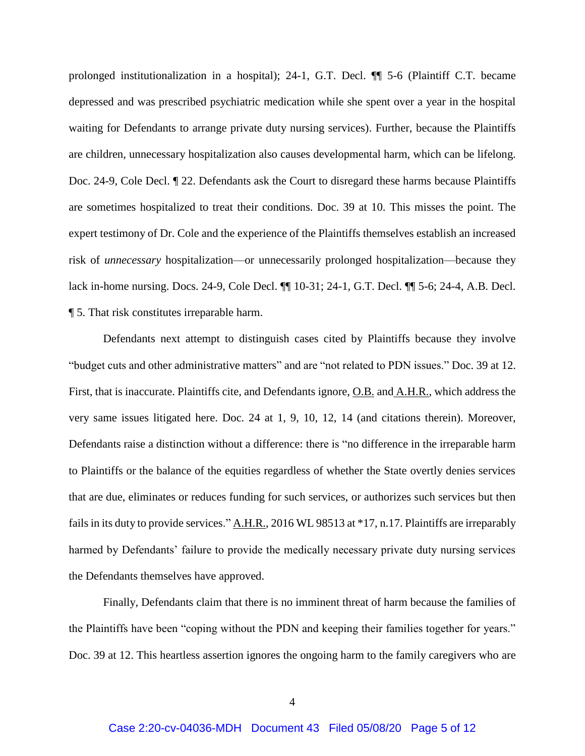prolonged institutionalization in a hospital); 24-1, G.T. Decl. ¶¶ 5-6 (Plaintiff C.T. became depressed and was prescribed psychiatric medication while she spent over a year in the hospital waiting for Defendants to arrange private duty nursing services). Further, because the Plaintiffs are children, unnecessary hospitalization also causes developmental harm, which can be lifelong. Doc. 24-9, Cole Decl. ¶ 22. Defendants ask the Court to disregard these harms because Plaintiffs are sometimes hospitalized to treat their conditions. Doc. 39 at 10. This misses the point. The expert testimony of Dr. Cole and the experience of the Plaintiffs themselves establish an increased risk of *unnecessary* hospitalization—or unnecessarily prolonged hospitalization—because they lack in-home nursing. Docs. 24-9, Cole Decl. ¶¶ 10-31; 24-1, G.T. Decl. ¶¶ 5-6; 24-4, A.B. Decl. ¶ 5. That risk constitutes irreparable harm.

Defendants next attempt to distinguish cases cited by Plaintiffs because they involve "budget cuts and other administrative matters" and are "not related to PDN issues." Doc. 39 at 12. First, that is inaccurate. Plaintiffs cite, and Defendants ignore, O.B. and A.H.R., which address the very same issues litigated here. Doc. 24 at 1, 9, 10, 12, 14 (and citations therein). Moreover, Defendants raise a distinction without a difference: there is "no difference in the irreparable harm to Plaintiffs or the balance of the equities regardless of whether the State overtly denies services that are due, eliminates or reduces funding for such services, or authorizes such services but then fails in its duty to provide services." A.H.R., 2016 WL 98513 at *17, n.17. Plaintiffs are irreparably harmed by Defendants' failure to provide the medically necessary private duty nursing services the Defendants themselves have approved.

Finally, Defendants claim that there is no imminent threat of harm because the families of the Plaintiffs have been "coping without the PDN and keeping their families together for years." Doc. 39 at 12. This heartless assertion ignores the ongoing harm to the family caregivers who are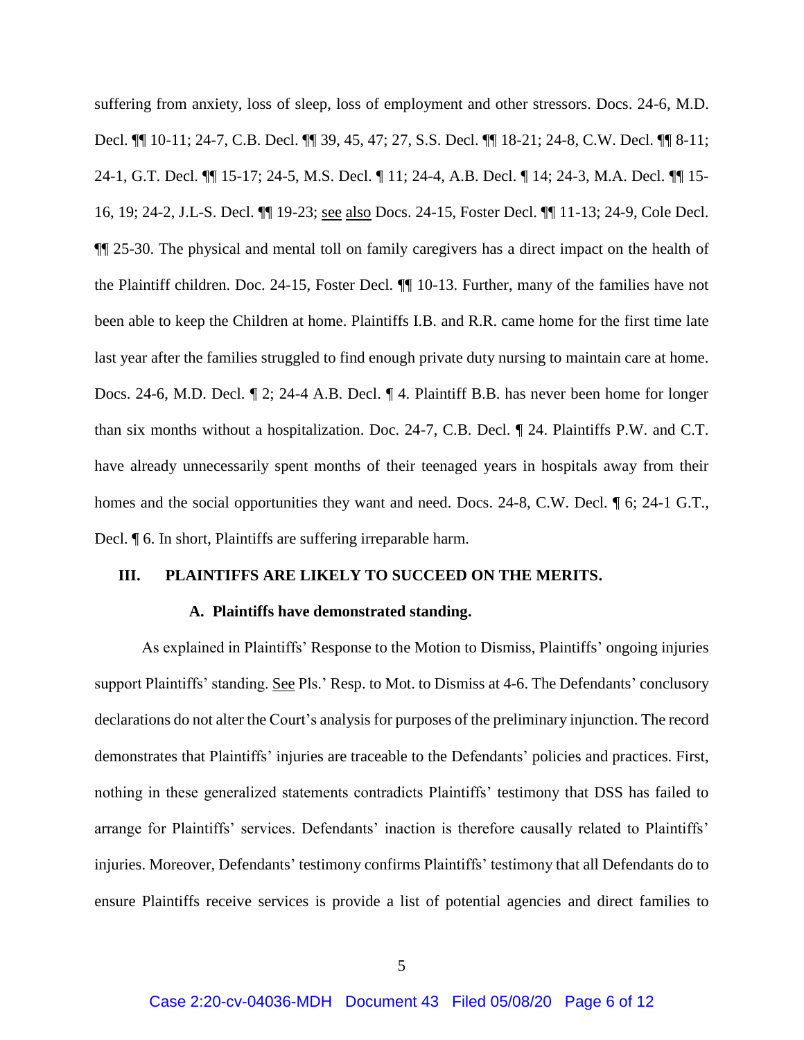suffering from anxiety, loss of sleep, loss of employment and other stressors. Docs. 24-6, M.D. Decl. ¶¶ 10-11; 24-7, C.B. Decl. ¶¶ 39, 45, 47; 27, S.S. Decl. ¶¶ 18-21; 24-8, C.W. Decl. ¶¶ 8-11; 24-1, G.T. Decl. ¶¶ 15-17; 24-5, M.S. Decl. ¶ 11; 24-4, A.B. Decl. ¶ 14; 24-3, M.A. Decl. ¶¶ 15-16, 19; 24-2, J.L-S. Decl. ¶¶ 19-23; see also Docs. 24-15, Foster Decl. ¶¶ 11-13; 24-9, Cole Decl. ¶¶ 25-30. The physical and mental toll on family caregivers has a direct impact on the health of the Plaintiff children. Doc. 24-15, Foster Decl. ¶¶ 10-13. Further, many of the families have not been able to keep the Children at home. Plaintiffs I.B. and R.R. came home for the first time late last year after the families struggled to find enough private duty nursing to maintain care at home. Docs. 24-6, M.D. Decl. ¶ 2; 24-4 A.B. Decl. ¶ 4. Plaintiff B.B. has never been home for longer than six months without a hospitalization. Doc. 24-7, C.B. Decl. ¶ 24. Plaintiffs P.W. and C.T. have already unnecessarily spent months of their teenaged years in hospitals away from their homes and the social opportunities they want and need. Docs. 24-8, C.W. Decl. ¶ 6; 24-1 G.T., Decl. ¶ 6. In short, Plaintiffs are suffering irreparable harm.

## III. PLAINTIFFS ARE LIKELY TO SUCCEED ON THE MERITS.

### A. Plaintiffs have demonstrated standing.

As explained in Plaintiffs' Response to the Motion to Dismiss, Plaintiffs' ongoing injuries support Plaintiffs' standing. See Pls.' Resp. to Mot. to Dismiss at 4-6. The Defendants' conclusory declarations do not alter the Court's analysis for purposes of the preliminary injunction. The record demonstrates that Plaintiffs' injuries are traceable to the Defendants' policies and practices. First, nothing in these generalized statements contradicts Plaintiffs' testimony that DSS has failed to arrange for Plaintiffs' services. Defendants' inaction is therefore causally related to Plaintiffs' injuries. Moreover, Defendants' testimony confirms Plaintiffs' testimony that all Defendants do to ensure Plaintiffs receive services is provide a list of potential agencies and direct families to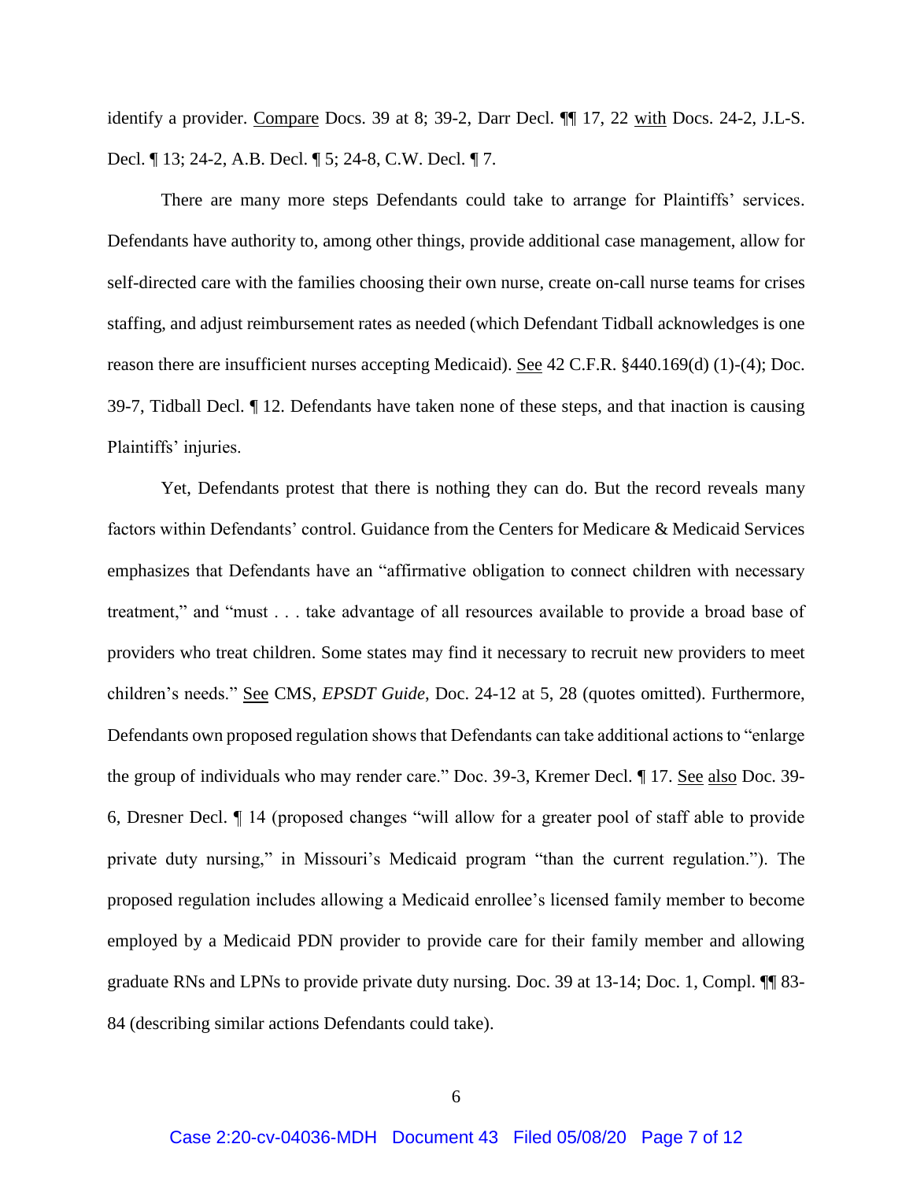identify a provider. Compare Docs. 39 at 8; 39-2, Darr Decl. ¶¶ 17, 22 with Docs. 24-2, J.L-S. Decl. ¶ 13; 24-2, A.B. Decl. ¶ 5; 24-8, C.W. Decl. ¶ 7.

There are many more steps Defendants could take to arrange for Plaintiffs' services. Defendants have authority to, among other things, provide additional case management, allow for self-directed care with the families choosing their own nurse, create on-call nurse teams for crises staffing, and adjust reimbursement rates as needed (which Defendant Tidball acknowledges is one reason there are insufficient nurses accepting Medicaid). See 42 C.F.R. §440.169(d) (1)-(4); Doc. 39-7, Tidball Decl. ¶ 12. Defendants have taken none of these steps, and that inaction is causing Plaintiffs' injuries.

Yet, Defendants protest that there is nothing they can do. But the record reveals many factors within Defendants' control. Guidance from the Centers for Medicare & Medicaid Services emphasizes that Defendants have an "affirmative obligation to connect children with necessary treatment," and "must . . . take advantage of all resources available to provide a broad base of providers who treat children. Some states may find it necessary to recruit new providers to meet children's needs." See CMS, *EPSDT Guide*, Doc. 24-12 at 5, 28 (quotes omitted). Furthermore, Defendants own proposed regulation shows that Defendants can take additional actions to "enlarge the group of individuals who may render care." Doc. 39-3, Kremer Decl. ¶ 17. See also Doc. 39-6, Dresner Decl. ¶ 14 (proposed changes "will allow for a greater pool of staff able to provide private duty nursing," in Missouri's Medicaid program "than the current regulation."). The proposed regulation includes allowing a Medicaid enrollee's licensed family member to become employed by a Medicaid PDN provider to provide care for their family member and allowing graduate RNs and LPNs to provide private duty nursing. Doc. 39 at 13-14; Doc. 1, Compl. ¶¶ 83-84 (describing similar actions Defendants could take).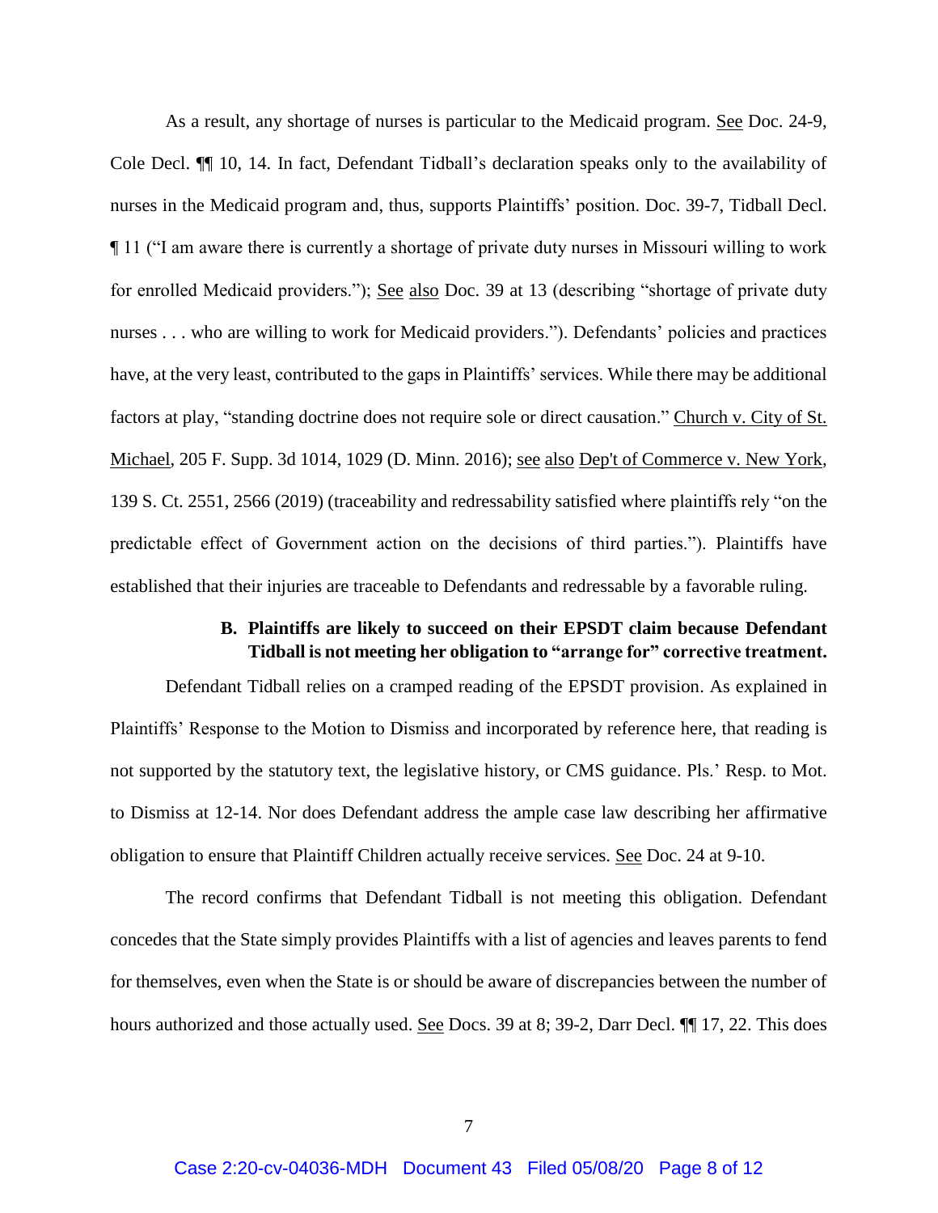As a result, any shortage of nurses is particular to the Medicaid program. See Doc. 24-9, Cole Decl. ¶¶ 10, 14. In fact, Defendant Tidball's declaration speaks only to the availability of nurses in the Medicaid program and, thus, supports Plaintiffs' position. Doc. 39-7, Tidball Decl. ¶ 11 ("I am aware there is currently a shortage of private duty nurses in Missouri willing to work for enrolled Medicaid providers."); See also Doc. 39 at 13 (describing "shortage of private duty nurses . . . who are willing to work for Medicaid providers."). Defendants' policies and practices have, at the very least, contributed to the gaps in Plaintiffs' services. While there may be additional factors at play, "standing doctrine does not require sole or direct causation." Church v. City of St. Michael, 205 F. Supp. 3d 1014, 1029 (D. Minn. 2016); see also Dep't of Commerce v. New York, 139 S. Ct. 2551, 2566 (2019) (traceability and redressability satisfied where plaintiffs rely "on the predictable effect of Government action on the decisions of third parties."). Plaintiffs have established that their injuries are traceable to Defendants and redressable by a favorable ruling.

### B. Plaintiffs are likely to succeed on their EPSDT claim because Defendant Tidball is not meeting her obligation to "arrange for" corrective treatment.

Defendant Tidball relies on a cramped reading of the EPSDT provision. As explained in Plaintiffs' Response to the Motion to Dismiss and incorporated by reference here, that reading is not supported by the statutory text, the legislative history, or CMS guidance. Pls.' Resp. to Mot. to Dismiss at 12-14. Nor does Defendant address the ample case law describing her affirmative obligation to ensure that Plaintiff Children actually receive services. See Doc. 24 at 9-10.

The record confirms that Defendant Tidball is not meeting this obligation. Defendant concedes that the State simply provides Plaintiffs with a list of agencies and leaves parents to fend for themselves, even when the State is or should be aware of discrepancies between the number of hours authorized and those actually used. See Docs. 39 at 8; 39-2, Darr Decl. ¶¶ 17, 22. This does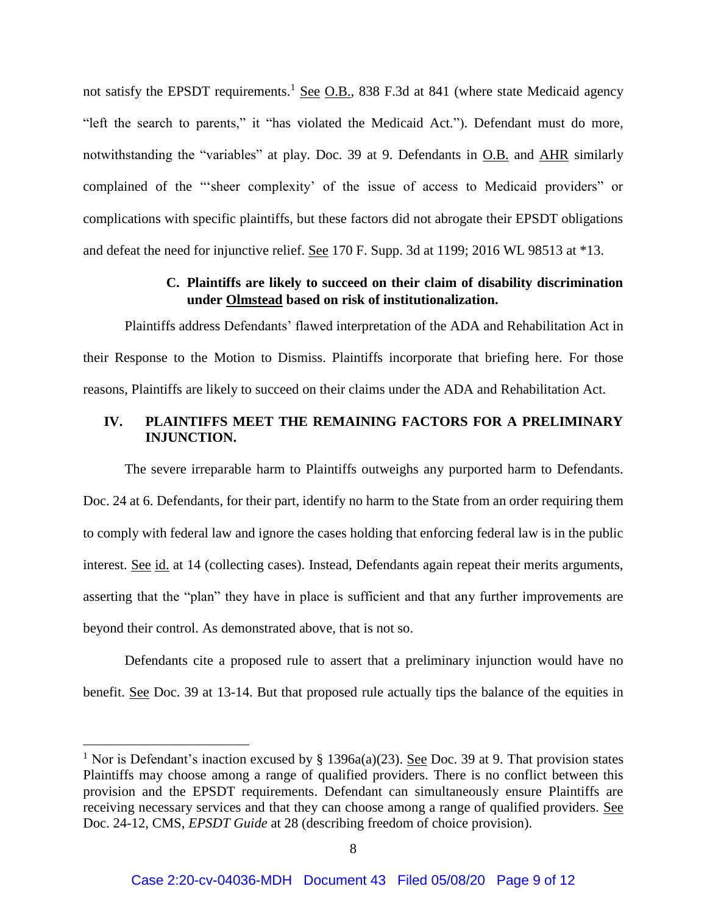not satisfy the EPSDT requirements.[1] See O.B., 838 F.3d at 841 (where state Medicaid agency "left the search to parents," it "has violated the Medicaid Act."). Defendant must do more, notwithstanding the "variables" at play. Doc. 39 at 9. Defendants in O.B. and AHR similarly complained of the "'sheer complexity' of the issue of access to Medicaid providers" or complications with specific plaintiffs, but these factors did not abrogate their EPSDT obligations and defeat the need for injunctive relief. See 170 F. Supp. 3d at 1199; 2016 WL 98513 at *13.

### C. Plaintiffs are likely to succeed on their claim of disability discrimination under Olmstead based on risk of institutionalization.

Plaintiffs address Defendants' flawed interpretation of the ADA and Rehabilitation Act in their Response to the Motion to Dismiss. Plaintiffs incorporate that briefing here. For those reasons, Plaintiffs are likely to succeed on their claims under the ADA and Rehabilitation Act.

## IV. PLAINTIFFS MEET THE REMAINING FACTORS FOR A PRELIMINARY INJUNCTION.

The severe irreparable harm to Plaintiffs outweighs any purported harm to Defendants. Doc. 24 at 6. Defendants, for their part, identify no harm to the State from an order requiring them to comply with federal law and ignore the cases holding that enforcing federal law is in the public interest. See id. at 14 (collecting cases). Instead, Defendants again repeat their merits arguments, asserting that the "plan" they have in place is sufficient and that any further improvements are beyond their control. As demonstrated above, that is not so.

Defendants cite a proposed rule to assert that a preliminary injunction would have no benefit. See Doc. 39 at 13-14. But that proposed rule actually tips the balance of the equities in

---

[1] Nor is Defendant's inaction excused by § 1396a(a)(23). See Doc. 39 at 9. That provision states Plaintiffs may choose among a range of qualified providers. There is no conflict between this provision and the EPSDT requirements. Defendant can simultaneously ensure Plaintiffs are receiving necessary services and that they can choose among a range of qualified providers. See Doc. 24-12, CMS, *EPSDT Guide* at 28 (describing freedom of choice provision).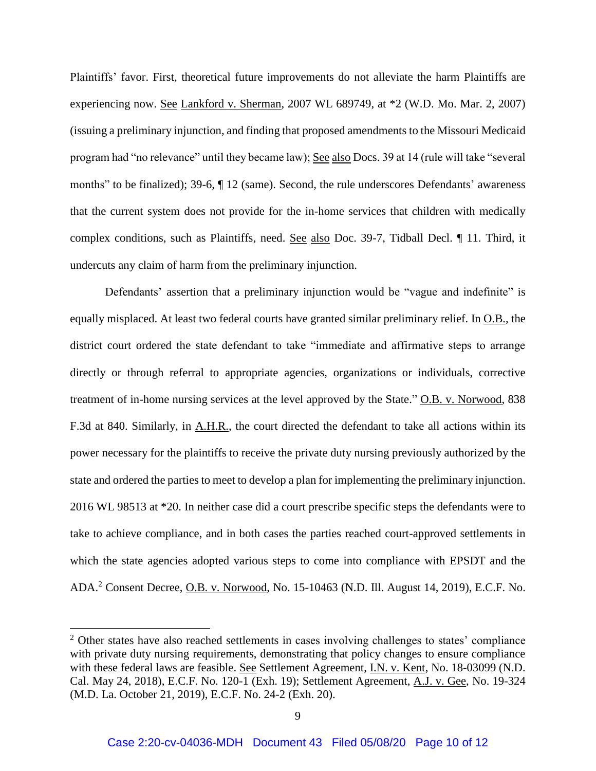Plaintiffs' favor. First, theoretical future improvements do not alleviate the harm Plaintiffs are experiencing now. See Lankford v. Sherman, 2007 WL 689749, at *2 (W.D. Mo. Mar. 2, 2007) (issuing a preliminary injunction, and finding that proposed amendments to the Missouri Medicaid program had "no relevance" until they became law); See also Docs. 39 at 14 (rule will take "several months" to be finalized); 39-6, ¶ 12 (same). Second, the rule underscores Defendants' awareness that the current system does not provide for the in-home services that children with medically complex conditions, such as Plaintiffs, need. See also Doc. 39-7, Tidball Decl. ¶ 11. Third, it undercuts any claim of harm from the preliminary injunction.

Defendants' assertion that a preliminary injunction would be "vague and indefinite" is equally misplaced. At least two federal courts have granted similar preliminary relief. In O.B., the district court ordered the state defendant to take "immediate and affirmative steps to arrange directly or through referral to appropriate agencies, organizations or individuals, corrective treatment of in-home nursing services at the level approved by the State." O.B. v. Norwood, 838 F.3d at 840. Similarly, in A.H.R., the court directed the defendant to take all actions within its power necessary for the plaintiffs to receive the private duty nursing previously authorized by the state and ordered the parties to meet to develop a plan for implementing the preliminary injunction. 2016 WL 98513 at *20. In neither case did a court prescribe specific steps the defendants were to take to achieve compliance, and in both cases the parties reached court-approved settlements in which the state agencies adopted various steps to come into compliance with EPSDT and the ADA.[2] Consent Decree, O.B. v. Norwood, No. 15-10463 (N.D. Ill. August 14, 2019), E.C.F. No.

[2] Other states have also reached settlements in cases involving challenges to states' compliance with private duty nursing requirements, demonstrating that policy changes to ensure compliance with these federal laws are feasible. See Settlement Agreement, I.N. v. Kent, No. 18-03099 (N.D. Cal. May 24, 2018), E.C.F. No. 120-1 (Exh. 19); Settlement Agreement, A.J. v. Gee, No. 19-324 (M.D. La. October 21, 2019), E.C.F. No. 24-2 (Exh. 20).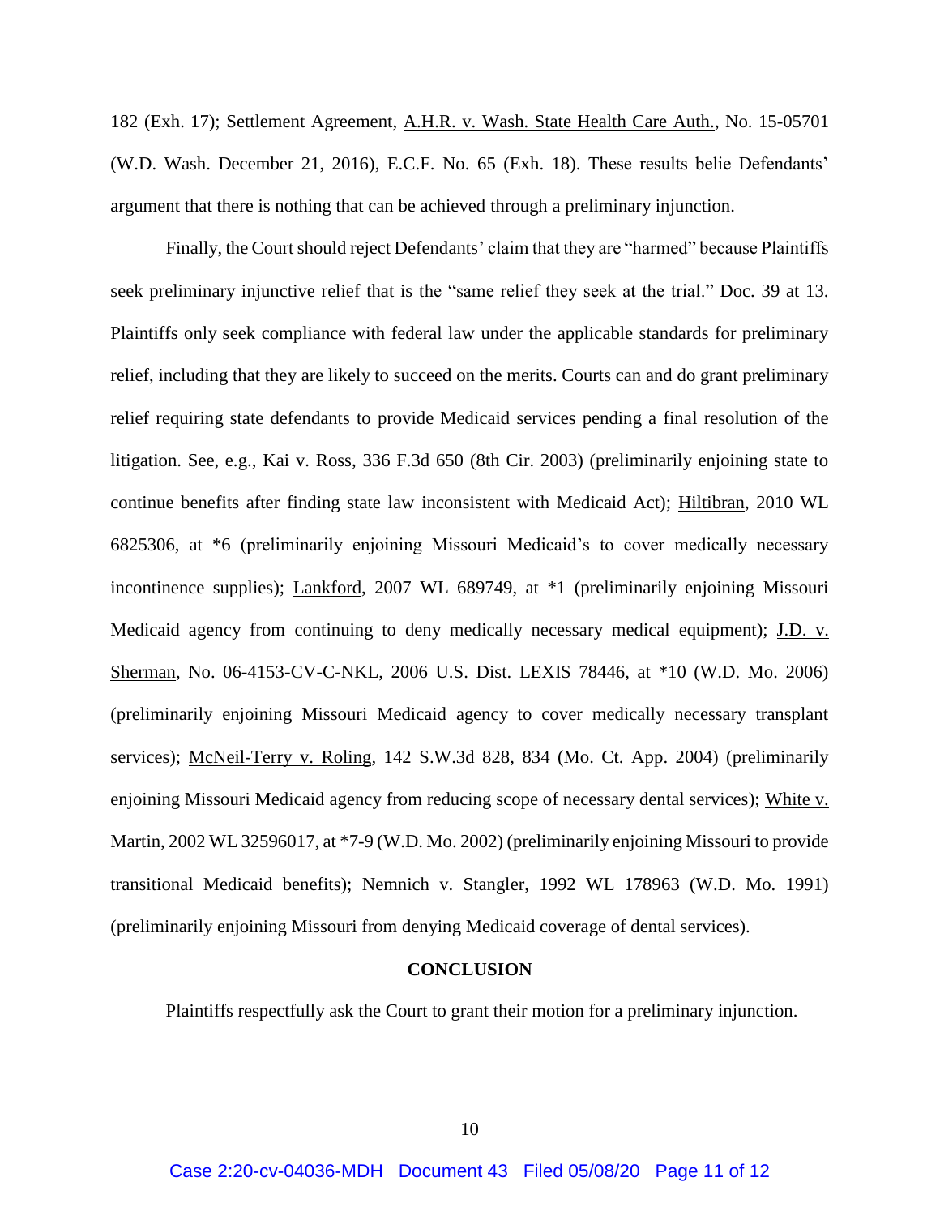182 (Exh. 17); Settlement Agreement, A.H.R. v. Wash. State Health Care Auth., No. 15-05701 (W.D. Wash. December 21, 2016), E.C.F. No. 65 (Exh. 18). These results belie Defendants' argument that there is nothing that can be achieved through a preliminary injunction.

Finally, the Court should reject Defendants' claim that they are "harmed" because Plaintiffs seek preliminary injunctive relief that is the "same relief they seek at the trial." Doc. 39 at 13. Plaintiffs only seek compliance with federal law under the applicable standards for preliminary relief, including that they are likely to succeed on the merits. Courts can and do grant preliminary relief requiring state defendants to provide Medicaid services pending a final resolution of the litigation. See, e.g., Kai v. Ross, 336 F.3d 650 (8th Cir. 2003) (preliminarily enjoining state to continue benefits after finding state law inconsistent with Medicaid Act); Hiltibran, 2010 WL 6825306, at *6 (preliminarily enjoining Missouri Medicaid's to cover medically necessary incontinence supplies); Lankford, 2007 WL 689749, at *1 (preliminarily enjoining Missouri Medicaid agency from continuing to deny medically necessary medical equipment); J.D. v. Sherman, No. 06-4153-CV-C-NKL, 2006 U.S. Dist. LEXIS 78446, at *10 (W.D. Mo. 2006) (preliminarily enjoining Missouri Medicaid agency to cover medically necessary transplant services); McNeil-Terry v. Roling, 142 S.W.3d 828, 834 (Mo. Ct. App. 2004) (preliminarily enjoining Missouri Medicaid agency from reducing scope of necessary dental services); White v. Martin, 2002 WL 32596017, at *7-9 (W.D. Mo. 2002) (preliminarily enjoining Missouri to provide transitional Medicaid benefits); Nemnich v. Stangler, 1992 WL 178963 (W.D. Mo. 1991) (preliminarily enjoining Missouri from denying Medicaid coverage of dental services).

**CONCLUSION**

Plaintiffs respectfully ask the Court to grant their motion for a preliminary injunction.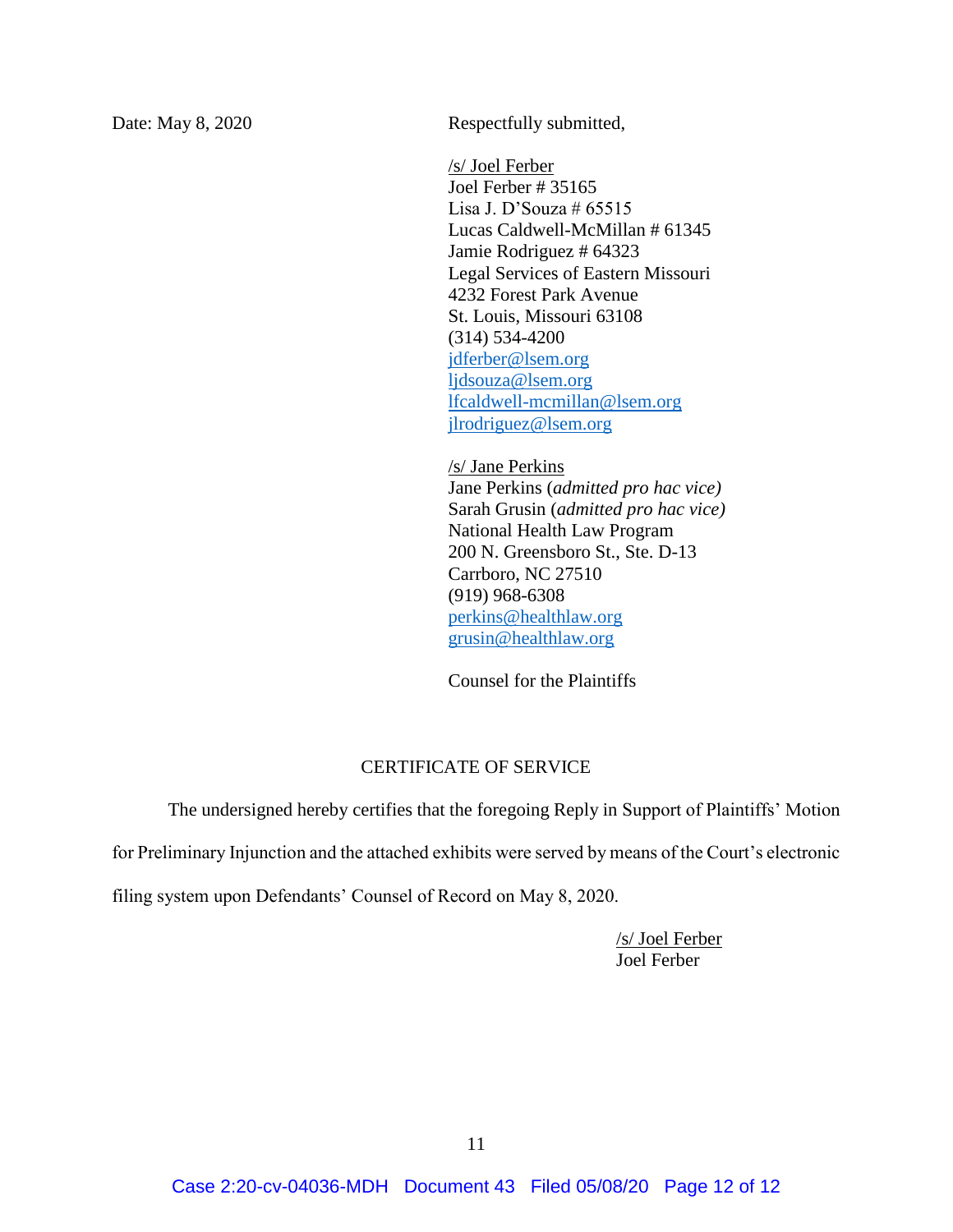Date: May 8, 2020

Respectfully submitted,

/s/ Joel Ferber  
Joel Ferber # 35165  
Lisa J. D'Souza # 65515  
Lucas Caldwell-McMillan # 61345  
Jamie Rodriguez # 64323  
Legal Services of Eastern Missouri  
4232 Forest Park Avenue  
St. Louis, Missouri 63108  
(314) 534-4200  
jdferber@lsem.org  
ljdsouza@lsem.org  
lfcaldwell-mcmillan@lsem.org  
jlrodriguez@lsem.org

/s/ Jane Perkins  
Jane Perkins (*admitted pro hac vice)*  
Sarah Grusin (*admitted pro hac vice)*  
National Health Law Program  
200 N. Greensboro St., Ste. D-13  
Carrboro, NC 27510  
(919) 968-6308  
perkins@healthlaw.org  
grusin@healthlaw.org

Counsel for the Plaintiffs

CERTIFICATE OF SERVICE

The undersigned hereby certifies that the foregoing Reply in Support of Plaintiffs' Motion for Preliminary Injunction and the attached exhibits were served by means of the Court's electronic filing system upon Defendants' Counsel of Record on May 8, 2020.

/s/ Joel Ferber  
Joel Ferber